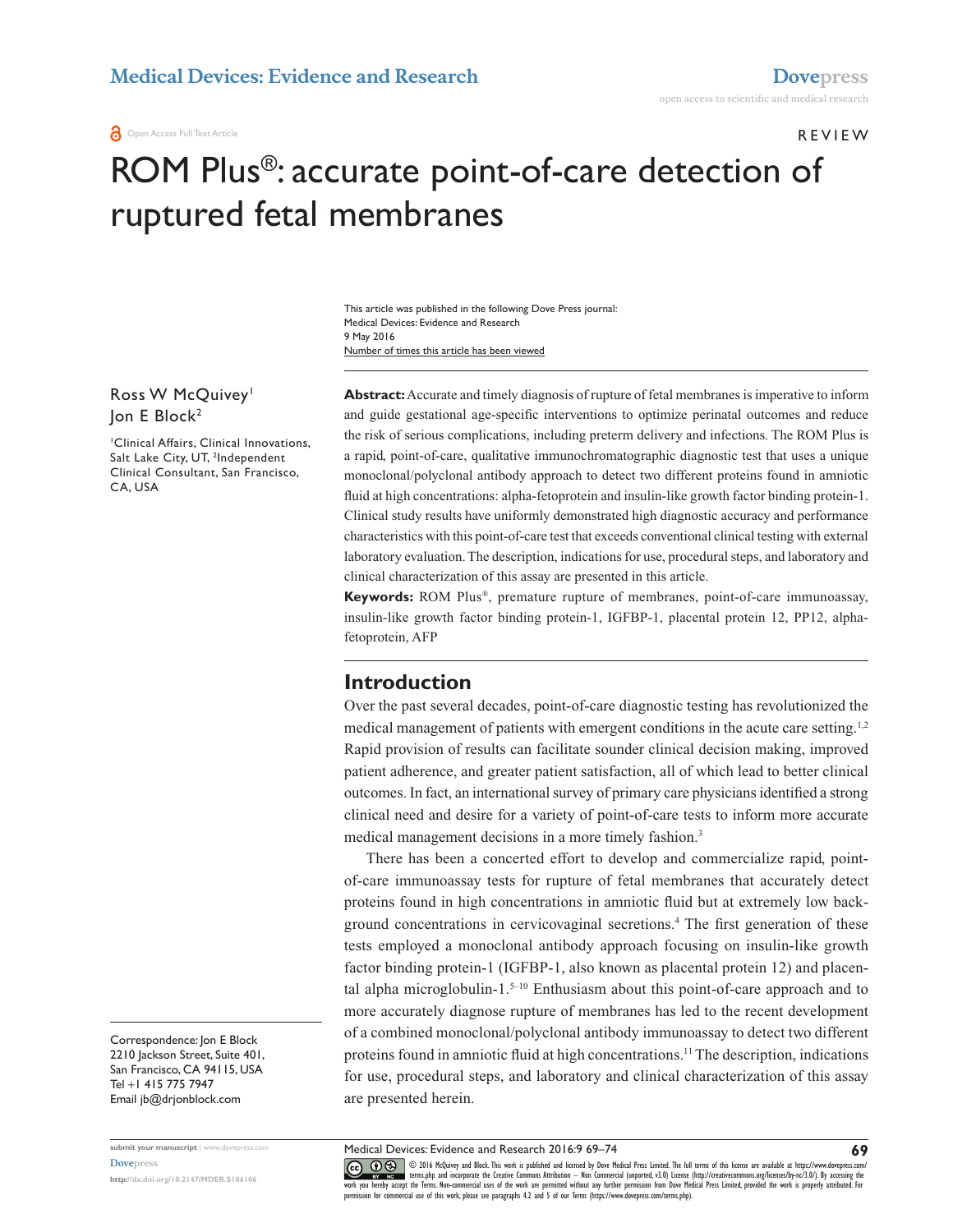REVIEW

# ROM Plus®: accurate point-of-care detection of ruptured fetal membranes

This article was published in the following Dove Press journal:
Medical Devices: Evidence and Research
9 May 2016
Number of times this article has been viewed

Ross W McQuivey[1]
Jon E Block[2]

[1]Clinical Affairs, Clinical Innovations, Salt Lake City, UT, [2]Independent Clinical Consultant, San Francisco, CA, USA

Correspondence: Jon E Block
2210 Jackson Street, Suite 401, San Francisco, CA 94115, USA
Tel +1 415 775 7947
Email jb@drjonblock.com

**Abstract:** Accurate and timely diagnosis of rupture of fetal membranes is imperative to inform and guide gestational age-specific interventions to optimize perinatal outcomes and reduce the risk of serious complications, including preterm delivery and infections. The ROM Plus is a rapid, point-of-care, qualitative immunochromatographic diagnostic test that uses a unique monoclonal/polyclonal antibody approach to detect two different proteins found in amniotic fluid at high concentrations: alpha-fetoprotein and insulin-like growth factor binding protein-1. Clinical study results have uniformly demonstrated high diagnostic accuracy and performance characteristics with this point-of-care test that exceeds conventional clinical testing with external laboratory evaluation. The description, indications for use, procedural steps, and laboratory and clinical characterization of this assay are presented in this article.

**Keywords:** ROM Plus®, premature rupture of membranes, point-of-care immunoassay, insulin-like growth factor binding protein-1, IGFBP-1, placental protein 12, PP12, alpha-fetoprotein, AFP

## Introduction

Over the past several decades, point-of-care diagnostic testing has revolutionized the medical management of patients with emergent conditions in the acute care setting.[1,2] Rapid provision of results can facilitate sounder clinical decision making, improved patient adherence, and greater patient satisfaction, all of which lead to better clinical outcomes. In fact, an international survey of primary care physicians identified a strong clinical need and desire for a variety of point-of-care tests to inform more accurate medical management decisions in a more timely fashion.[3]

There has been a concerted effort to develop and commercialize rapid, point-of-care immunoassay tests for rupture of fetal membranes that accurately detect proteins found in high concentrations in amniotic fluid but at extremely low background concentrations in cervicovaginal secretions.[4] The first generation of these tests employed a monoclonal antibody approach focusing on insulin-like growth factor binding protein-1 (IGFBP-1, also known as placental protein 12) and placental alpha microglobulin-1.[5–10] Enthusiasm about this point-of-care approach and to more accurately diagnose rupture of membranes has led to the recent development of a combined monoclonal/polyclonal antibody immunoassay to detect two different proteins found in amniotic fluid at high concentrations.[11] The description, indications for use, procedural steps, and laboratory and clinical characterization of this assay are presented herein.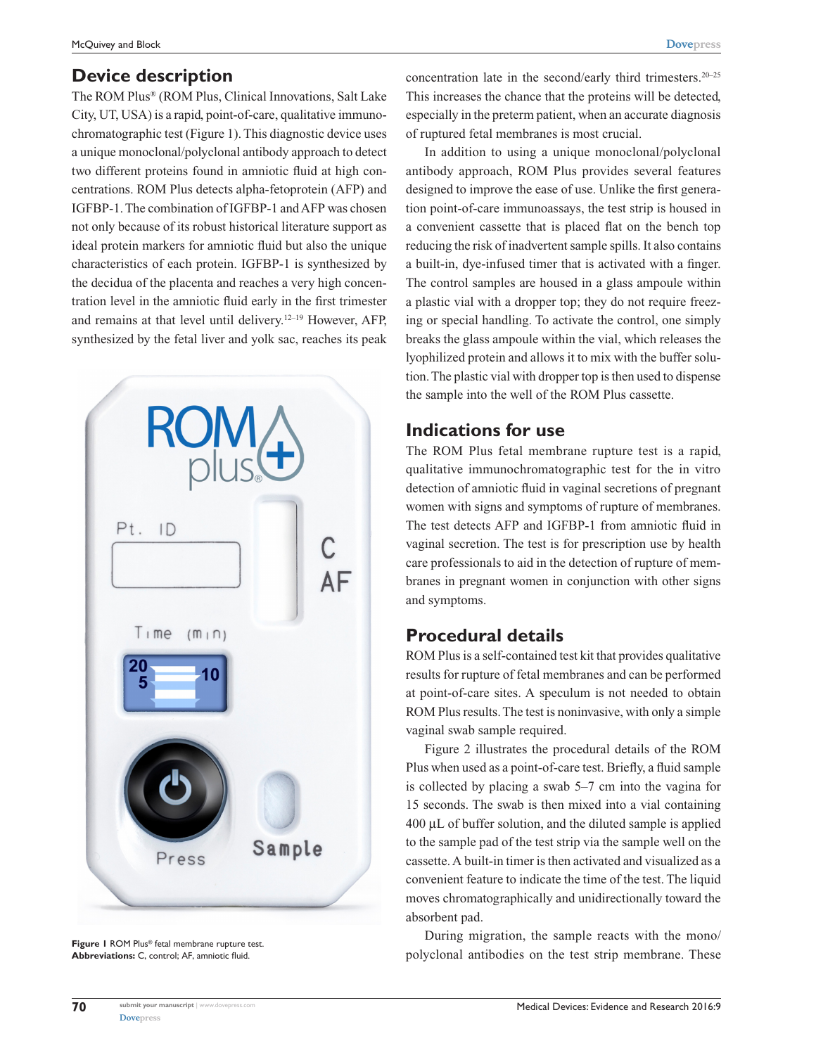## Device description

The ROM Plus® (ROM Plus, Clinical Innovations, Salt Lake City, UT, USA) is a rapid, point-of-care, qualitative immunochromatographic test (Figure 1). This diagnostic device uses a unique monoclonal/polyclonal antibody approach to detect two different proteins found in amniotic fluid at high concentrations. ROM Plus detects alpha-fetoprotein (AFP) and IGFBP-1. The combination of IGFBP-1 and AFP was chosen not only because of its robust historical literature support as ideal protein markers for amniotic fluid but also the unique characteristics of each protein. IGFBP-1 is synthesized by the decidua of the placenta and reaches a very high concentration level in the amniotic fluid early in the first trimester and remains at that level until delivery.[12–19] However, AFP, synthesized by the fetal liver and yolk sac, reaches its peak concentration late in the second/early third trimesters.[20–25] This increases the chance that the proteins will be detected, especially in the preterm patient, when an accurate diagnosis of ruptured fetal membranes is most crucial.

In addition to using a unique monoclonal/polyclonal antibody approach, ROM Plus provides several features designed to improve the ease of use. Unlike the first generation point-of-care immunoassays, the test strip is housed in a convenient cassette that is placed flat on the bench top reducing the risk of inadvertent sample spills. It also contains a built-in, dye-infused timer that is activated with a finger. The control samples are housed in a glass ampoule within a plastic vial with a dropper top; they do not require freezing or special handling. To activate the control, one simply breaks the glass ampoule within the vial, which releases the lyophilized protein and allows it to mix with the buffer solution. The plastic vial with dropper top is then used to dispense the sample into the well of the ROM Plus cassette.

**Figure 1** ROM Plus® fetal membrane rupture test.
**Abbreviations:** C, control; AF, amniotic fluid.

## Indications for use

The ROM Plus fetal membrane rupture test is a rapid, qualitative immunochromatographic test for the in vitro detection of amniotic fluid in vaginal secretions of pregnant women with signs and symptoms of rupture of membranes. The test detects AFP and IGFBP-1 from amniotic fluid in vaginal secretion. The test is for prescription use by health care professionals to aid in the detection of rupture of membranes in pregnant women in conjunction with other signs and symptoms.

## Procedural details

ROM Plus is a self-contained test kit that provides qualitative results for rupture of fetal membranes and can be performed at point-of-care sites. A speculum is not needed to obtain ROM Plus results. The test is noninvasive, with only a simple vaginal swab sample required.

Figure 2 illustrates the procedural details of the ROM Plus when used as a point-of-care test. Briefly, a fluid sample is collected by placing a swab 5–7 cm into the vagina for 15 seconds. The swab is then mixed into a vial containing 400 μL of buffer solution, and the diluted sample is applied to the sample pad of the test strip via the sample well on the cassette. A built-in timer is then activated and visualized as a convenient feature to indicate the time of the test. The liquid moves chromatographically and unidirectionally toward the absorbent pad.

During migration, the sample reacts with the mono/polyclonal antibodies on the test strip membrane. These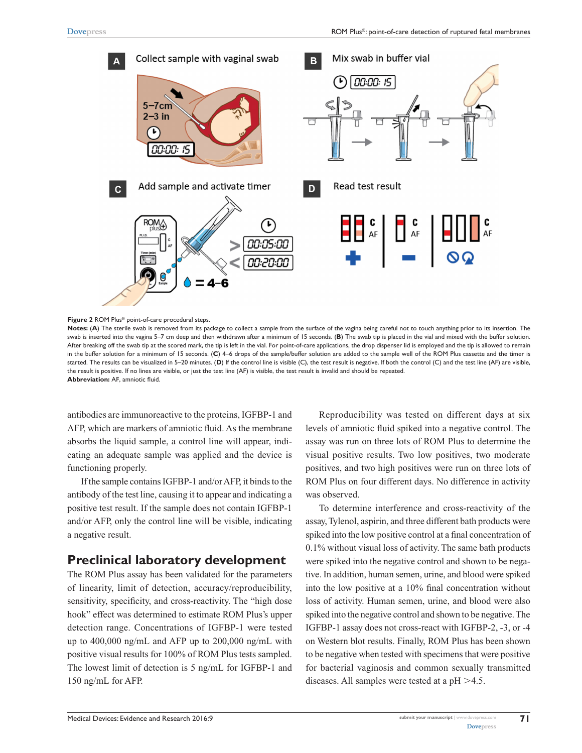**Figure 2** ROM Plus® point-of-care procedural steps.

**Notes:** (**A**) The sterile swab is removed from its package to collect a sample from the surface of the vagina being careful not to touch anything prior to its insertion. The swab is inserted into the vagina 5–7 cm deep and then withdrawn after a minimum of 15 seconds. (**B**) The swab tip is placed in the vial and mixed with the buffer solution. After breaking off the swab tip at the scored mark, the tip is left in the vial. For point-of-care applications, the drop dispenser lid is employed and the tip is allowed to remain in the buffer solution for a minimum of 15 seconds. (**C**) 4–6 drops of the sample/buffer solution are added to the sample well of the ROM Plus cassette and the timer is started. The results can be visualized in 5–20 minutes. (**D**) If the control line is visible (C), the test result is negative. If both the control (C) and the test line (AF) are visible, the result is positive. If no lines are visible, or just the test line (AF) is visible, the test result is invalid and should be repeated.

**Abbreviation:** AF, amniotic fluid.

antibodies are immunoreactive to the proteins, IGFBP-1 and AFP, which are markers of amniotic fluid. As the membrane absorbs the liquid sample, a control line will appear, indicating an adequate sample was applied and the device is functioning properly.

If the sample contains IGFBP-1 and/or AFP, it binds to the antibody of the test line, causing it to appear and indicating a positive test result. If the sample does not contain IGFBP-1 and/or AFP, only the control line will be visible, indicating a negative result.

## Preclinical laboratory development

The ROM Plus assay has been validated for the parameters of linearity, limit of detection, accuracy/reproducibility, sensitivity, specificity, and cross-reactivity. The "high dose hook" effect was determined to estimate ROM Plus's upper detection range. Concentrations of IGFBP-1 were tested up to 400,000 ng/mL and AFP up to 200,000 ng/mL with positive visual results for 100% of ROM Plus tests sampled. The lowest limit of detection is 5 ng/mL for IGFBP-1 and 150 ng/mL for AFP.

Reproducibility was tested on different days at six levels of amniotic fluid spiked into a negative control. The assay was run on three lots of ROM Plus to determine the visual positive results. Two low positives, two moderate positives, and two high positives were run on three lots of ROM Plus on four different days. No difference in activity was observed.

To determine interference and cross-reactivity of the assay, Tylenol, aspirin, and three different bath products were spiked into the low positive control at a final concentration of 0.1% without visual loss of activity. The same bath products were spiked into the negative control and shown to be negative. In addition, human semen, urine, and blood were spiked into the low positive at a 10% final concentration without loss of activity. Human semen, urine, and blood were also spiked into the negative control and shown to be negative. The IGFBP-1 assay does not cross-react with IGFBP-2, -3, or -4 on Western blot results. Finally, ROM Plus has been shown to be negative when tested with specimens that were positive for bacterial vaginosis and common sexually transmitted diseases. All samples were tested at a pH $>$4.5.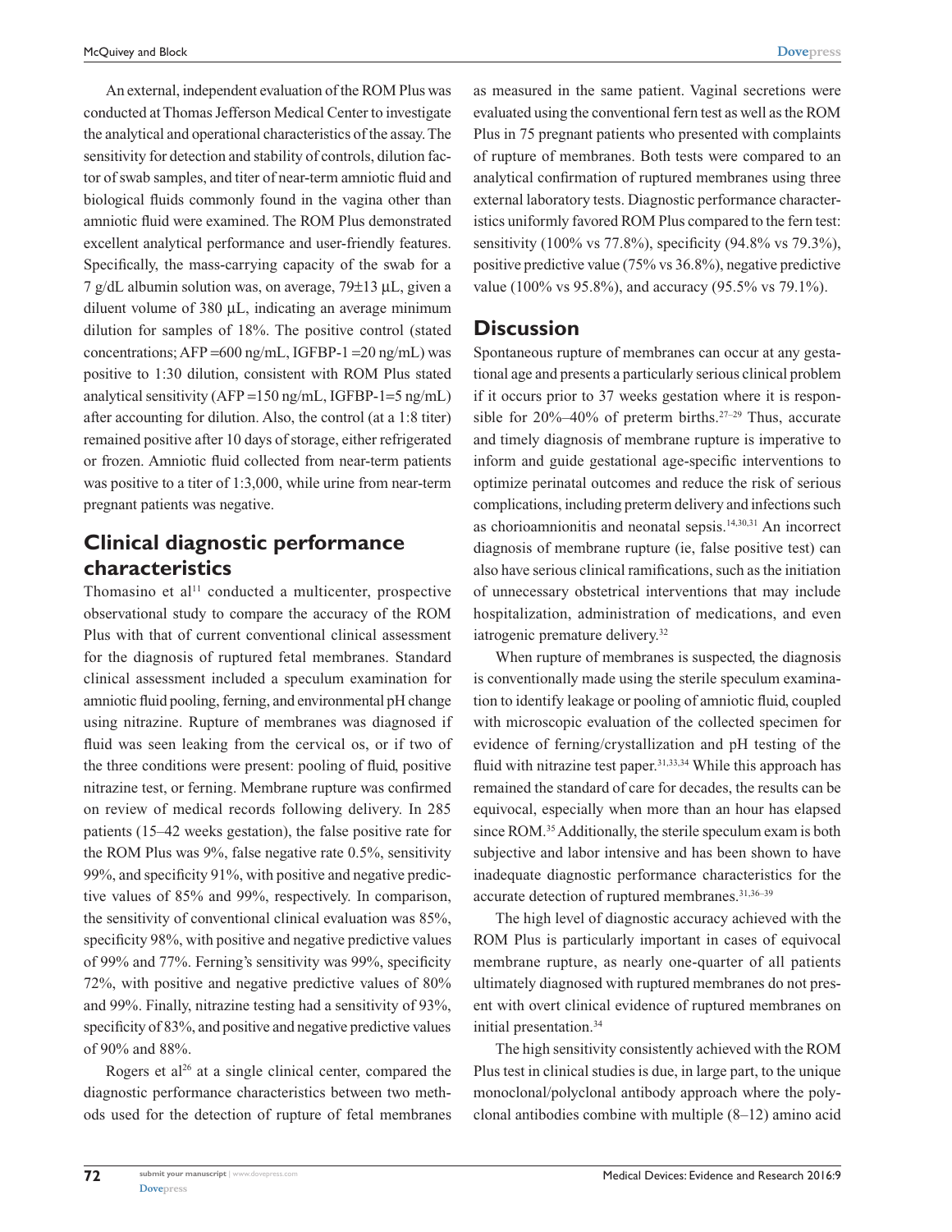An external, independent evaluation of the ROM Plus was conducted at Thomas Jefferson Medical Center to investigate the analytical and operational characteristics of the assay. The sensitivity for detection and stability of controls, dilution factor of swab samples, and titer of near-term amniotic fluid and biological fluids commonly found in the vagina other than amniotic fluid were examined. The ROM Plus demonstrated excellent analytical performance and user-friendly features. Specifically, the mass-carrying capacity of the swab for a 7 g/dL albumin solution was, on average, 79±13 µL, given a diluent volume of 380 µL, indicating an average minimum dilution for samples of 18%. The positive control (stated concentrations; AFP =600 ng/mL, IGFBP-1 =20 ng/mL) was positive to 1:30 dilution, consistent with ROM Plus stated analytical sensitivity (AFP =150 ng/mL, IGFBP-1=5 ng/mL) after accounting for dilution. Also, the control (at a 1:8 titer) remained positive after 10 days of storage, either refrigerated or frozen. Amniotic fluid collected from near-term patients was positive to a titer of 1:3,000, while urine from near-term pregnant patients was negative.

## Clinical diagnostic performance characteristics

Thomasino et al[11] conducted a multicenter, prospective observational study to compare the accuracy of the ROM Plus with that of current conventional clinical assessment for the diagnosis of ruptured fetal membranes. Standard clinical assessment included a speculum examination for amniotic fluid pooling, ferning, and environmental pH change using nitrazine. Rupture of membranes was diagnosed if fluid was seen leaking from the cervical os, or if two of the three conditions were present: pooling of fluid, positive nitrazine test, or ferning. Membrane rupture was confirmed on review of medical records following delivery. In 285 patients (15–42 weeks gestation), the false positive rate for the ROM Plus was 9%, false negative rate 0.5%, sensitivity 99%, and specificity 91%, with positive and negative predictive values of 85% and 99%, respectively. In comparison, the sensitivity of conventional clinical evaluation was 85%, specificity 98%, with positive and negative predictive values of 99% and 77%. Ferning's sensitivity was 99%, specificity 72%, with positive and negative predictive values of 80% and 99%. Finally, nitrazine testing had a sensitivity of 93%, specificity of 83%, and positive and negative predictive values of 90% and 88%.

Rogers et al[26] at a single clinical center, compared the diagnostic performance characteristics between two methods used for the detection of rupture of fetal membranes as measured in the same patient. Vaginal secretions were evaluated using the conventional fern test as well as the ROM Plus in 75 pregnant patients who presented with complaints of rupture of membranes. Both tests were compared to an analytical confirmation of ruptured membranes using three external laboratory tests. Diagnostic performance characteristics uniformly favored ROM Plus compared to the fern test: sensitivity (100% vs 77.8%), specificity (94.8% vs 79.3%), positive predictive value (75% vs 36.8%), negative predictive value (100% vs 95.8%), and accuracy (95.5% vs 79.1%).

## Discussion

Spontaneous rupture of membranes can occur at any gestational age and presents a particularly serious clinical problem if it occurs prior to 37 weeks gestation where it is responsible for 20%–40% of preterm births.[27–29] Thus, accurate and timely diagnosis of membrane rupture is imperative to inform and guide gestational age-specific interventions to optimize perinatal outcomes and reduce the risk of serious complications, including preterm delivery and infections such as chorioamnionitis and neonatal sepsis.[14,30,31] An incorrect diagnosis of membrane rupture (ie, false positive test) can also have serious clinical ramifications, such as the initiation of unnecessary obstetrical interventions that may include hospitalization, administration of medications, and even iatrogenic premature delivery.[32]

When rupture of membranes is suspected, the diagnosis is conventionally made using the sterile speculum examination to identify leakage or pooling of amniotic fluid, coupled with microscopic evaluation of the collected specimen for evidence of ferning/crystallization and pH testing of the fluid with nitrazine test paper.[31,33,34] While this approach has remained the standard of care for decades, the results can be equivocal, especially when more than an hour has elapsed since ROM.[35] Additionally, the sterile speculum exam is both subjective and labor intensive and has been shown to have inadequate diagnostic performance characteristics for the accurate detection of ruptured membranes.[31,36–39]

The high level of diagnostic accuracy achieved with the ROM Plus is particularly important in cases of equivocal membrane rupture, as nearly one-quarter of all patients ultimately diagnosed with ruptured membranes do not present with overt clinical evidence of ruptured membranes on initial presentation.[34]

The high sensitivity consistently achieved with the ROM Plus test in clinical studies is due, in large part, to the unique monoclonal/polyclonal antibody approach where the polyclonal antibodies combine with multiple (8–12) amino acid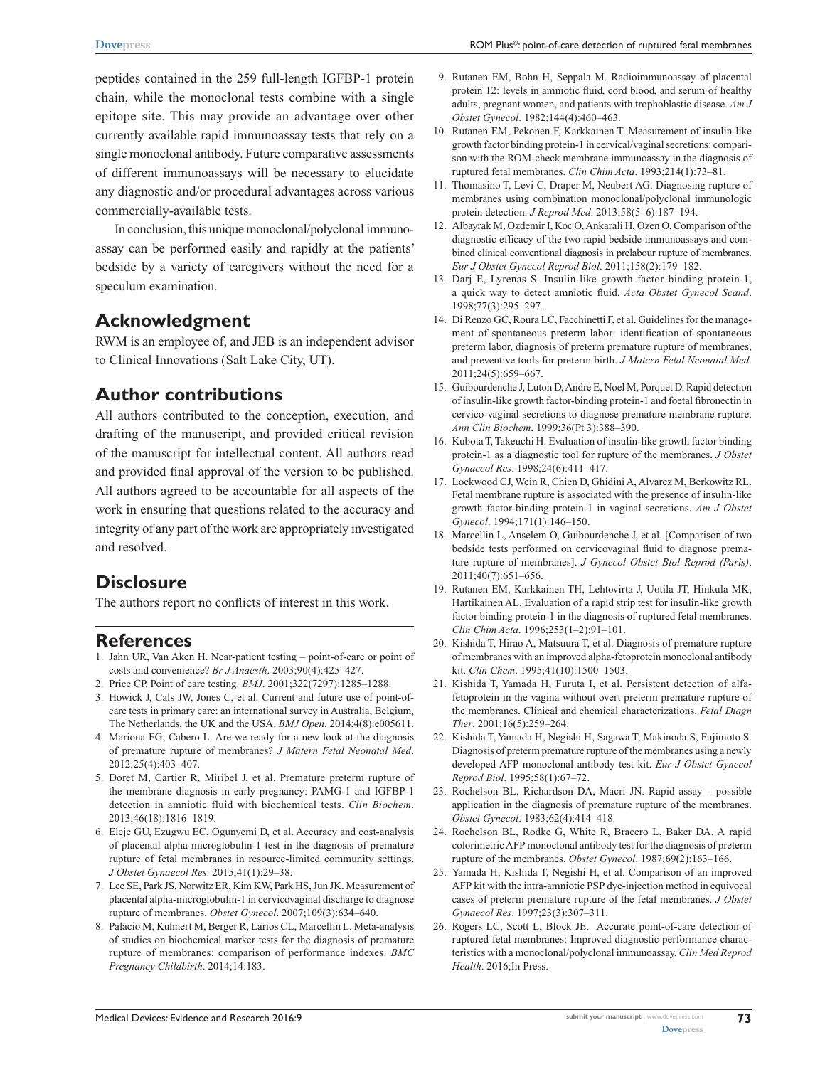peptides contained in the 259 full-length IGFBP-1 protein chain, while the monoclonal tests combine with a single epitope site. This may provide an advantage over other currently available rapid immunoassay tests that rely on a single monoclonal antibody. Future comparative assessments of different immunoassays will be necessary to elucidate any diagnostic and/or procedural advantages across various commercially-available tests.

In conclusion, this unique monoclonal/polyclonal immunoassay can be performed easily and rapidly at the patients' bedside by a variety of caregivers without the need for a speculum examination.

## Acknowledgment

RWM is an employee of, and JEB is an independent advisor to Clinical Innovations (Salt Lake City, UT).

## Author contributions

All authors contributed to the conception, execution, and drafting of the manuscript, and provided critical revision of the manuscript for intellectual content. All authors read and provided final approval of the version to be published. All authors agreed to be accountable for all aspects of the work in ensuring that questions related to the accuracy and integrity of any part of the work are appropriately investigated and resolved.

## Disclosure

The authors report no conflicts of interest in this work.

## References

1. Jahn UR, Van Aken H. Near-patient testing – point-of-care or point of costs and convenience? *Br J Anaesth*. 2003;90(4):425–427.
2. Price CP. Point of care testing. *BMJ*. 2001;322(7297):1285–1288.
3. Howick J, Cals JW, Jones C, et al. Current and future use of point-of-care tests in primary care: an international survey in Australia, Belgium, The Netherlands, the UK and the USA. *BMJ Open*. 2014;4(8):e005611.
4. Mariona FG, Cabero L. Are we ready for a new look at the diagnosis of premature rupture of membranes? *J Matern Fetal Neonatal Med*. 2012;25(4):403–407.
5. Doret M, Cartier R, Miribel J, et al. Premature preterm rupture of the membrane diagnosis in early pregnancy: PAMG-1 and IGFBP-1 detection in amniotic fluid with biochemical tests. *Clin Biochem*. 2013;46(18):1816–1819.
6. Eleje GU, Ezugwu EC, Ogunyemi D, et al. Accuracy and cost-analysis of placental alpha-microglobulin-1 test in the diagnosis of premature rupture of fetal membranes in resource-limited community settings. *J Obstet Gynaecol Res*. 2015;41(1):29–38.
7. Lee SE, Park JS, Norwitz ER, Kim KW, Park HS, Jun JK. Measurement of placental alpha-microglobulin-1 in cervicovaginal discharge to diagnose rupture of membranes. *Obstet Gynecol*. 2007;109(3):634–640.
8. Palacio M, Kuhnert M, Berger R, Larios CL, Marcellin L. Meta-analysis of studies on biochemical marker tests for the diagnosis of premature rupture of membranes: comparison of performance indexes. *BMC Pregnancy Childbirth*. 2014;14:183.
9. Rutanen EM, Bohn H, Seppala M. Radioimmunoassay of placental protein 12: levels in amniotic fluid, cord blood, and serum of healthy adults, pregnant women, and patients with trophoblastic disease. *Am J Obstet Gynecol*. 1982;144(4):460–463.
10. Rutanen EM, Pekonen F, Karkkainen T. Measurement of insulin-like growth factor binding protein-1 in cervical/vaginal secretions: comparison with the ROM-check membrane immunoassay in the diagnosis of ruptured fetal membranes. *Clin Chim Acta*. 1993;214(1):73–81.
11. Thomasino T, Levi C, Draper M, Neubert AG. Diagnosing rupture of membranes using combination monoclonal/polyclonal immunologic protein detection. *J Reprod Med*. 2013;58(5–6):187–194.
12. Albayrak M, Ozdemir I, Koc O, Ankarali H, Ozen O. Comparison of the diagnostic efficacy of the two rapid bedside immunoassays and combined clinical conventional diagnosis in prelabour rupture of membranes. *Eur J Obstet Gynecol Reprod Biol*. 2011;158(2):179–182.
13. Darj E, Lyrenas S. Insulin-like growth factor binding protein-1, a quick way to detect amniotic fluid. *Acta Obstet Gynecol Scand*. 1998;77(3):295–297.
14. Di Renzo GC, Roura LC, Facchinetti F, et al. Guidelines for the management of spontaneous preterm labor: identification of spontaneous preterm labor, diagnosis of preterm premature rupture of membranes, and preventive tools for preterm birth. *J Matern Fetal Neonatal Med*. 2011;24(5):659–667.
15. Guibourdenche J, Luton D, Andre E, Noel M, Porquet D. Rapid detection of insulin-like growth factor-binding protein-1 and foetal fibronectin in cervico-vaginal secretions to diagnose premature membrane rupture. *Ann Clin Biochem*. 1999;36(Pt 3):388–390.
16. Kubota T, Takeuchi H. Evaluation of insulin-like growth factor binding protein-1 as a diagnostic tool for rupture of the membranes. *J Obstet Gynaecol Res*. 1998;24(6):411–417.
17. Lockwood CJ, Wein R, Chien D, Ghidini A, Alvarez M, Berkowitz RL. Fetal membrane rupture is associated with the presence of insulin-like growth factor-binding protein-1 in vaginal secretions. *Am J Obstet Gynecol*. 1994;171(1):146–150.
18. Marcellin L, Anselem O, Guibourdenche J, et al. [Comparison of two bedside tests performed on cervicovaginal fluid to diagnose premature rupture of membranes]. *J Gynecol Obstet Biol Reprod (Paris)*. 2011;40(7):651–656.
19. Rutanen EM, Karkkainen TH, Lehtovirta J, Uotila JT, Hinkula MK, Hartikainen AL. Evaluation of a rapid strip test for insulin-like growth factor binding protein-1 in the diagnosis of ruptured fetal membranes. *Clin Chim Acta*. 1996;253(1–2):91–101.
20. Kishida T, Hirao A, Matsuura T, et al. Diagnosis of premature rupture of membranes with an improved alpha-fetoprotein monoclonal antibody kit. *Clin Chem*. 1995;41(10):1500–1503.
21. Kishida T, Yamada H, Furuta I, et al. Persistent detection of alfa-fetoprotein in the vagina without overt preterm premature rupture of the membranes. Clinical and chemical characterizations. *Fetal Diagn Ther*. 2001;16(5):259–264.
22. Kishida T, Yamada H, Negishi H, Sagawa T, Makinoda S, Fujimoto S. Diagnosis of preterm premature rupture of the membranes using a newly developed AFP monoclonal antibody test kit. *Eur J Obstet Gynecol Reprod Biol*. 1995;58(1):67–72.
23. Rochelson BL, Richardson DA, Macri JN. Rapid assay – possible application in the diagnosis of premature rupture of the membranes. *Obstet Gynecol*. 1983;62(4):414–418.
24. Rochelson BL, Rodke G, White R, Bracero L, Baker DA. A rapid colorimetric AFP monoclonal antibody test for the diagnosis of preterm rupture of the membranes. *Obstet Gynecol*. 1987;69(2):163–166.
25. Yamada H, Kishida T, Negishi H, et al. Comparison of an improved AFP kit with the intra-amniotic PSP dye-injection method in equivocal cases of preterm premature rupture of the fetal membranes. *J Obstet Gynaecol Res*. 1997;23(3):307–311.
26. Rogers LC, Scott L, Block JE. Accurate point-of-care detection of ruptured fetal membranes: Improved diagnostic performance characteristics with a monoclonal/polyclonal immunoassay. *Clin Med Reprod Health*. 2016;In Press.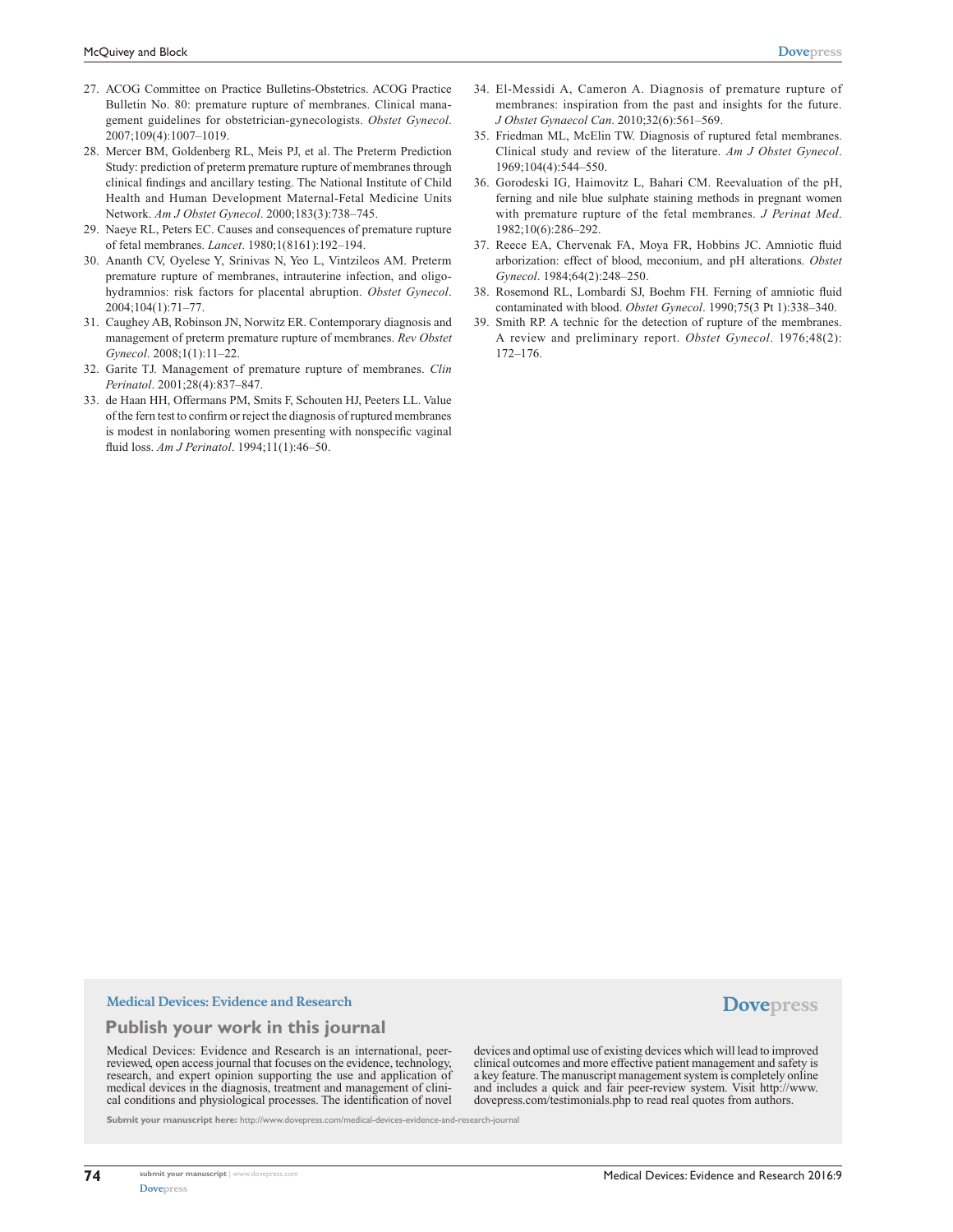27. ACOG Committee on Practice Bulletins-Obstetrics. ACOG Practice Bulletin No. 80: premature rupture of membranes. Clinical management guidelines for obstetrician-gynecologists. *Obstet Gynecol*. 2007;109(4):1007–1019.
28. Mercer BM, Goldenberg RL, Meis PJ, et al. The Preterm Prediction Study: prediction of preterm premature rupture of membranes through clinical findings and ancillary testing. The National Institute of Child Health and Human Development Maternal-Fetal Medicine Units Network. *Am J Obstet Gynecol*. 2000;183(3):738–745.
29. Naeye RL, Peters EC. Causes and consequences of premature rupture of fetal membranes. *Lancet*. 1980;1(8161):192–194.
30. Ananth CV, Oyelese Y, Srinivas N, Yeo L, Vintzileos AM. Preterm premature rupture of membranes, intrauterine infection, and oligohydramnios: risk factors for placental abruption. *Obstet Gynecol*. 2004;104(1):71–77.
31. Caughey AB, Robinson JN, Norwitz ER. Contemporary diagnosis and management of preterm premature rupture of membranes. *Rev Obstet Gynecol*. 2008;1(1):11–22.
32. Garite TJ. Management of premature rupture of membranes. *Clin Perinatol*. 2001;28(4):837–847.
33. de Haan HH, Offermans PM, Smits F, Schouten HJ, Peeters LL. Value of the fern test to confirm or reject the diagnosis of ruptured membranes is modest in nonlaboring women presenting with nonspecific vaginal fluid loss. *Am J Perinatol*. 1994;11(1):46–50.
34. El-Messidi A, Cameron A. Diagnosis of premature rupture of membranes: inspiration from the past and insights for the future. *J Obstet Gynaecol Can*. 2010;32(6):561–569.
35. Friedman ML, McElin TW. Diagnosis of ruptured fetal membranes. Clinical study and review of the literature. *Am J Obstet Gynecol*. 1969;104(4):544–550.
36. Gorodeski IG, Haimovitz L, Bahari CM. Reevaluation of the pH, ferning and nile blue sulphate staining methods in pregnant women with premature rupture of the fetal membranes. *J Perinat Med*. 1982;10(6):286–292.
37. Reece EA, Chervenak FA, Moya FR, Hobbins JC. Amniotic fluid arborization: effect of blood, meconium, and pH alterations. *Obstet Gynecol*. 1984;64(2):248–250.
38. Rosemond RL, Lombardi SJ, Boehm FH. Ferning of amniotic fluid contaminated with blood. *Obstet Gynecol*. 1990;75(3 Pt 1):338–340.
39. Smith RP. A technic for the detection of rupture of the membranes. A review and preliminary report. *Obstet Gynecol*. 1976;48(2):172–176.

**Medical Devices: Evidence and Research**

## Publish your work in this journal

Medical Devices: Evidence and Research is an international, peer-reviewed, open access journal that focuses on the evidence, technology, research, and expert opinion supporting the use and application of medical devices in the diagnosis, treatment and management of clinical conditions and physiological processes. The identification of novel devices and optimal use of existing devices which will lead to improved clinical outcomes and more effective patient management and safety is a key feature. The manuscript management system is completely online and includes a quick and fair peer-review system. Visit http://www.dovepress.com/testimonials.php to read real quotes from authors.

**Submit your manuscript here:** http://www.dovepress.com/medical-devices-evidence-and-research-journal